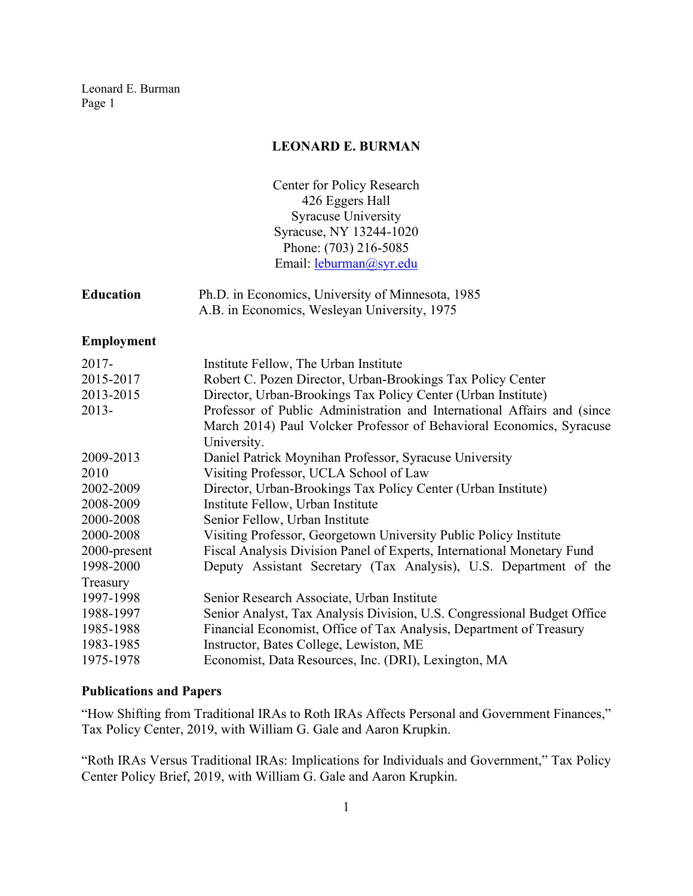# LEONARD E. BURMAN

Center for Policy Research
426 Eggers Hall
Syracuse University
Syracuse, NY 13244-1020
Phone: (703) 216-5085
Email: leburman@syr.edu

**Education**

Ph.D. in Economics, University of Minnesota, 1985
A.B. in Economics, Wesleyan University, 1975

## Employment

| | |
|---|---|
| 2017- | Institute Fellow, The Urban Institute |
| 2015-2017 | Robert C. Pozen Director, Urban-Brookings Tax Policy Center |
| 2013-2015 | Director, Urban-Brookings Tax Policy Center (Urban Institute) |
| 2013- | Professor of Public Administration and International Affairs and (since March 2014) Paul Volcker Professor of Behavioral Economics, Syracuse University. |
| 2009-2013 | Daniel Patrick Moynihan Professor, Syracuse University |
| 2010 | Visiting Professor, UCLA School of Law |
| 2002-2009 | Director, Urban-Brookings Tax Policy Center (Urban Institute) |
| 2008-2009 | Institute Fellow, Urban Institute |
| 2000-2008 | Senior Fellow, Urban Institute |
| 2000-2008 | Visiting Professor, Georgetown University Public Policy Institute |
| 2000-present | Fiscal Analysis Division Panel of Experts, International Monetary Fund |
| 1998-2000 | Deputy Assistant Secretary (Tax Analysis), U.S. Department of the Treasury |
| 1997-1998 | Senior Research Associate, Urban Institute |
| 1988-1997 | Senior Analyst, Tax Analysis Division, U.S. Congressional Budget Office |
| 1985-1988 | Financial Economist, Office of Tax Analysis, Department of Treasury |
| 1983-1985 | Instructor, Bates College, Lewiston, ME |
| 1975-1978 | Economist, Data Resources, Inc. (DRI), Lexington, MA |

## Publications and Papers

"How Shifting from Traditional IRAs to Roth IRAs Affects Personal and Government Finances," Tax Policy Center, 2019, with William G. Gale and Aaron Krupkin.

"Roth IRAs Versus Traditional IRAs: Implications for Individuals and Government," Tax Policy Center Policy Brief, 2019, with William G. Gale and Aaron Krupkin.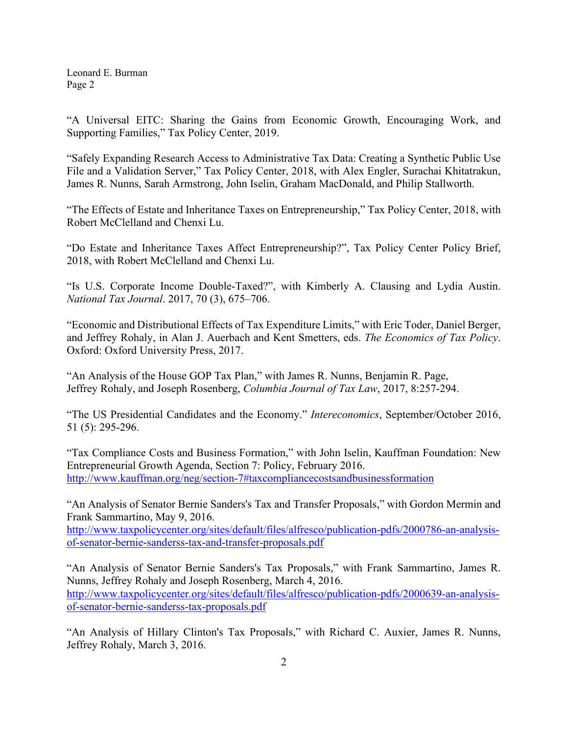"A Universal EITC: Sharing the Gains from Economic Growth, Encouraging Work, and Supporting Families," Tax Policy Center, 2019.

"Safely Expanding Research Access to Administrative Tax Data: Creating a Synthetic Public Use File and a Validation Server," Tax Policy Center, 2018, with Alex Engler, Surachai Khitatrakun, James R. Nunns, Sarah Armstrong, John Iselin, Graham MacDonald, and Philip Stallworth.

"The Effects of Estate and Inheritance Taxes on Entrepreneurship," Tax Policy Center, 2018, with Robert McClelland and Chenxi Lu.

"Do Estate and Inheritance Taxes Affect Entrepreneurship?", Tax Policy Center Policy Brief, 2018, with Robert McClelland and Chenxi Lu.

"Is U.S. Corporate Income Double-Taxed?", with Kimberly A. Clausing and Lydia Austin. *National Tax Journal*. 2017, 70 (3), 675–706.

"Economic and Distributional Effects of Tax Expenditure Limits," with Eric Toder, Daniel Berger, and Jeffrey Rohaly, in Alan J. Auerbach and Kent Smetters, eds. *The Economics of Tax Policy*. Oxford: Oxford University Press, 2017.

"An Analysis of the House GOP Tax Plan," with James R. Nunns, Benjamin R. Page, Jeffrey Rohaly, and Joseph Rosenberg, *Columbia Journal of Tax Law*, 2017, 8:257-294.

"The US Presidential Candidates and the Economy." *Intereconomics*, September/October 2016, 51 (5): 295-296.

"Tax Compliance Costs and Business Formation," with John Iselin, Kauffman Foundation: New Entrepreneurial Growth Agenda, Section 7: Policy, February 2016. http://www.kauffman.org/neg/section-7#taxcompliancecostsandbusinessformation

"An Analysis of Senator Bernie Sanders's Tax and Transfer Proposals," with Gordon Mermin and Frank Sammartino, May 9, 2016. http://www.taxpolicycenter.org/sites/default/files/alfresco/publication-pdfs/2000786-an-analysis-of-senator-bernie-sanderss-tax-and-transfer-proposals.pdf

"An Analysis of Senator Bernie Sanders's Tax Proposals," with Frank Sammartino, James R. Nunns, Jeffrey Rohaly and Joseph Rosenberg, March 4, 2016. http://www.taxpolicycenter.org/sites/default/files/alfresco/publication-pdfs/2000639-an-analysis-of-senator-bernie-sanderss-tax-proposals.pdf

"An Analysis of Hillary Clinton's Tax Proposals," with Richard C. Auxier, James R. Nunns, Jeffrey Rohaly, March 3, 2016.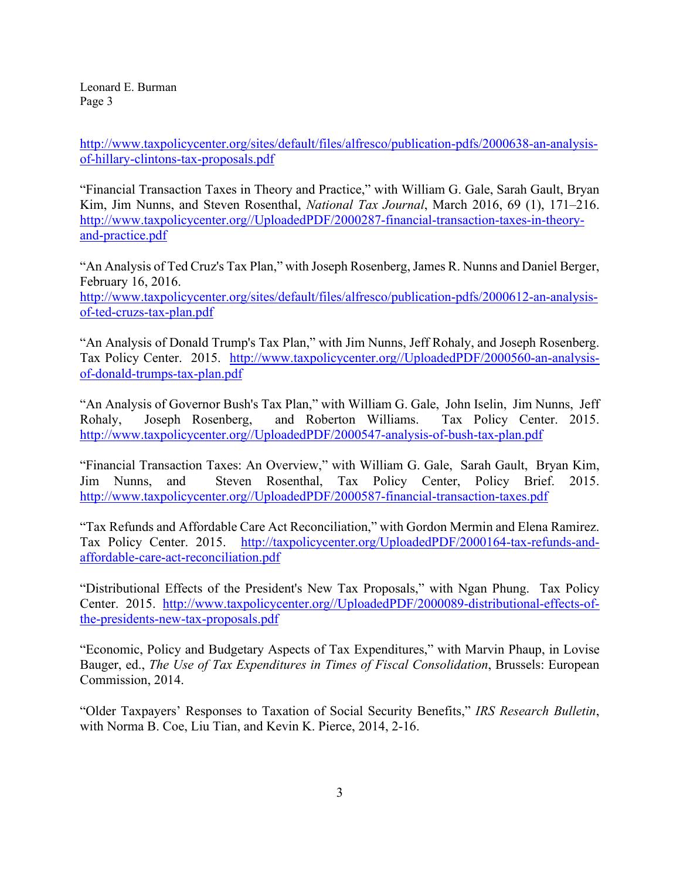http://www.taxpolicycenter.org/sites/default/files/alfresco/publication-pdfs/2000638-an-analysis-of-hillary-clintons-tax-proposals.pdf

"Financial Transaction Taxes in Theory and Practice," with William G. Gale, Sarah Gault, Bryan Kim, Jim Nunns, and Steven Rosenthal, *National Tax Journal*, March 2016, 69 (1), 171–216. http://www.taxpolicycenter.org//UploadedPDF/2000287-financial-transaction-taxes-in-theory-and-practice.pdf

"An Analysis of Ted Cruz's Tax Plan," with Joseph Rosenberg, James R. Nunns and Daniel Berger, February 16, 2016. http://www.taxpolicycenter.org/sites/default/files/alfresco/publication-pdfs/2000612-an-analysis-of-ted-cruzs-tax-plan.pdf

"An Analysis of Donald Trump's Tax Plan," with Jim Nunns, Jeff Rohaly, and Joseph Rosenberg. Tax Policy Center. 2015. http://www.taxpolicycenter.org//UploadedPDF/2000560-an-analysis-of-donald-trumps-tax-plan.pdf

"An Analysis of Governor Bush's Tax Plan," with William G. Gale, John Iselin, Jim Nunns, Jeff Rohaly, Joseph Rosenberg, and Roberton Williams. Tax Policy Center. 2015. http://www.taxpolicycenter.org//UploadedPDF/2000547-analysis-of-bush-tax-plan.pdf

"Financial Transaction Taxes: An Overview," with William G. Gale, Sarah Gault, Bryan Kim, Jim Nunns, and Steven Rosenthal, Tax Policy Center, Policy Brief. 2015. http://www.taxpolicycenter.org//UploadedPDF/2000587-financial-transaction-taxes.pdf

"Tax Refunds and Affordable Care Act Reconciliation," with Gordon Mermin and Elena Ramirez. Tax Policy Center. 2015. http://taxpolicycenter.org/UploadedPDF/2000164-tax-refunds-and-affordable-care-act-reconciliation.pdf

"Distributional Effects of the President's New Tax Proposals," with Ngan Phung. Tax Policy Center. 2015. http://www.taxpolicycenter.org//UploadedPDF/2000089-distributional-effects-of-the-presidents-new-tax-proposals.pdf

"Economic, Policy and Budgetary Aspects of Tax Expenditures," with Marvin Phaup, in Lovise Bauger, ed., *The Use of Tax Expenditures in Times of Fiscal Consolidation*, Brussels: European Commission, 2014.

"Older Taxpayers' Responses to Taxation of Social Security Benefits," *IRS Research Bulletin*, with Norma B. Coe, Liu Tian, and Kevin K. Pierce, 2014, 2-16.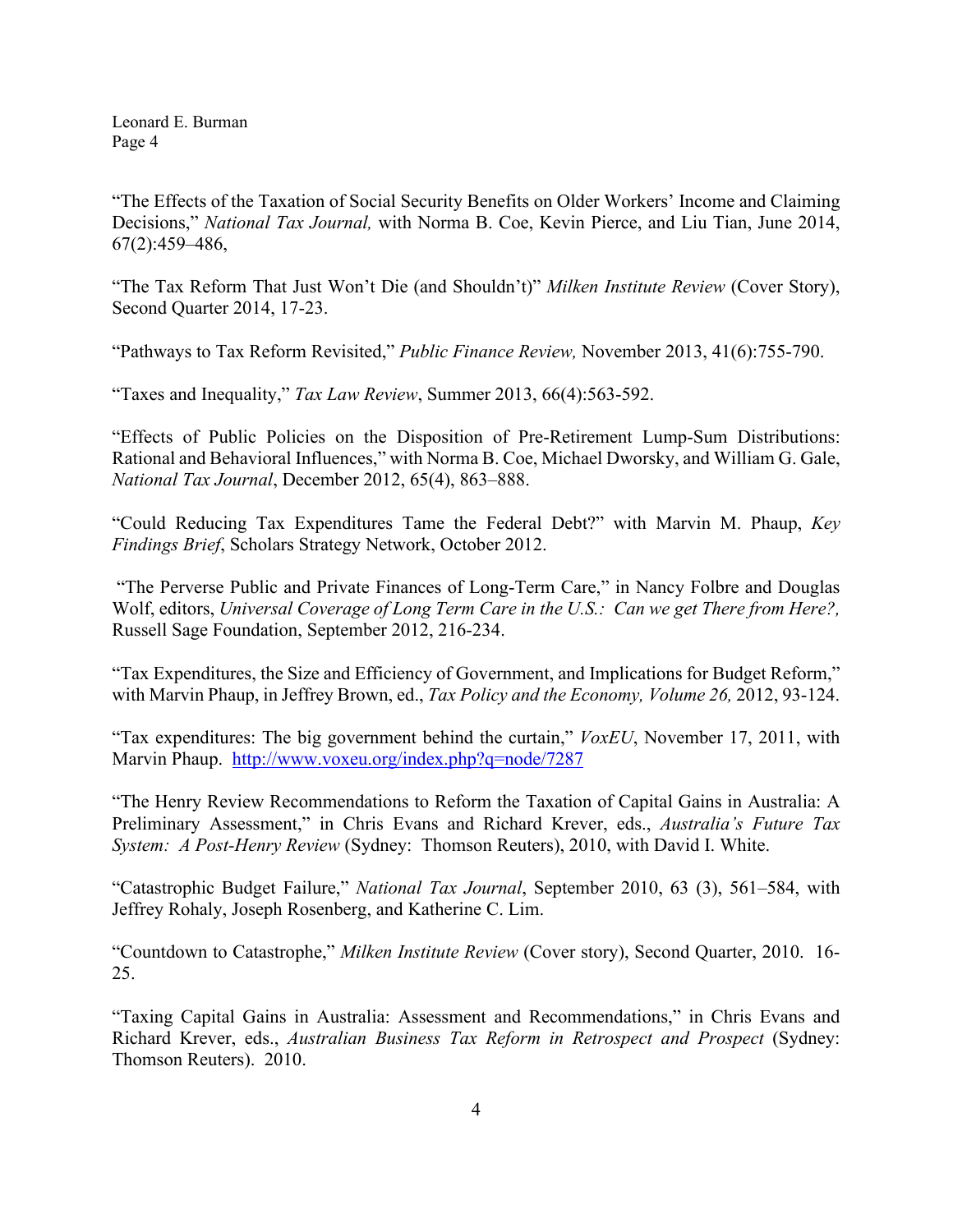"The Effects of the Taxation of Social Security Benefits on Older Workers' Income and Claiming Decisions," *National Tax Journal,* with Norma B. Coe, Kevin Pierce, and Liu Tian, June 2014, 67(2):459–486,

"The Tax Reform That Just Won't Die (and Shouldn't)" *Milken Institute Review* (Cover Story), Second Quarter 2014, 17-23.

"Pathways to Tax Reform Revisited," *Public Finance Review,* November 2013, 41(6):755-790.

"Taxes and Inequality," *Tax Law Review*, Summer 2013, 66(4):563-592.

"Effects of Public Policies on the Disposition of Pre-Retirement Lump-Sum Distributions: Rational and Behavioral Influences," with Norma B. Coe, Michael Dworsky, and William G. Gale, *National Tax Journal*, December 2012, 65(4), 863–888.

"Could Reducing Tax Expenditures Tame the Federal Debt?" with Marvin M. Phaup, *Key Findings Brief*, Scholars Strategy Network, October 2012.

"The Perverse Public and Private Finances of Long-Term Care," in Nancy Folbre and Douglas Wolf, editors, *Universal Coverage of Long Term Care in the U.S.: Can we get There from Here?,* Russell Sage Foundation, September 2012, 216-234.

"Tax Expenditures, the Size and Efficiency of Government, and Implications for Budget Reform," with Marvin Phaup, in Jeffrey Brown, ed., *Tax Policy and the Economy, Volume 26,* 2012, 93-124.

"Tax expenditures: The big government behind the curtain," *VoxEU*, November 17, 2011, with Marvin Phaup. http://www.voxeu.org/index.php?q=node/7287

"The Henry Review Recommendations to Reform the Taxation of Capital Gains in Australia: A Preliminary Assessment," in Chris Evans and Richard Krever, eds., *Australia's Future Tax System: A Post-Henry Review* (Sydney: Thomson Reuters), 2010, with David I. White.

"Catastrophic Budget Failure," *National Tax Journal*, September 2010, 63 (3), 561–584, with Jeffrey Rohaly, Joseph Rosenberg, and Katherine C. Lim.

"Countdown to Catastrophe," *Milken Institute Review* (Cover story), Second Quarter, 2010. 16-25.

"Taxing Capital Gains in Australia: Assessment and Recommendations," in Chris Evans and Richard Krever, eds., *Australian Business Tax Reform in Retrospect and Prospect* (Sydney: Thomson Reuters). 2010.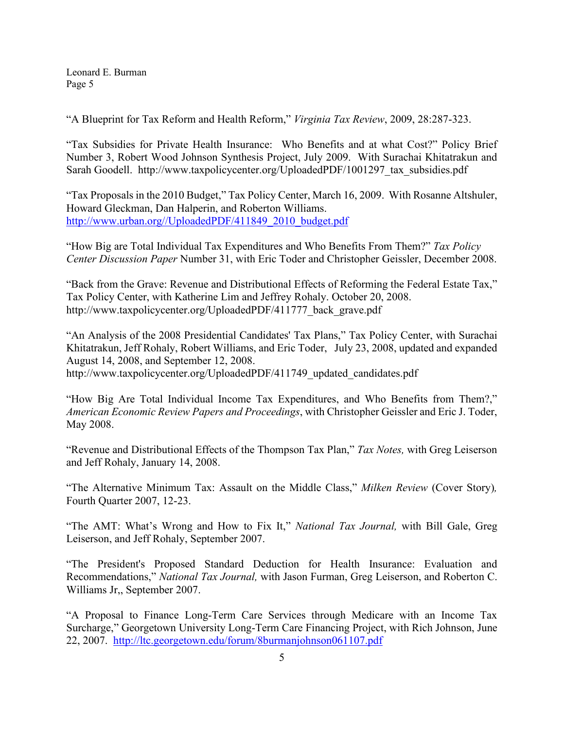"A Blueprint for Tax Reform and Health Reform," *Virginia Tax Review*, 2009, 28:287-323.

"Tax Subsidies for Private Health Insurance: Who Benefits and at what Cost?" Policy Brief Number 3, Robert Wood Johnson Synthesis Project, July 2009. With Surachai Khitatrakun and Sarah Goodell. http://www.taxpolicycenter.org/UploadedPDF/1001297_tax_subsidies.pdf

"Tax Proposals in the 2010 Budget," Tax Policy Center, March 16, 2009. With Rosanne Altshuler, Howard Gleckman, Dan Halperin, and Roberton Williams. http://www.urban.org//UploadedPDF/411849_2010_budget.pdf

"How Big are Total Individual Tax Expenditures and Who Benefits From Them?" *Tax Policy Center Discussion Paper* Number 31, with Eric Toder and Christopher Geissler, December 2008.

"Back from the Grave: Revenue and Distributional Effects of Reforming the Federal Estate Tax," Tax Policy Center, with Katherine Lim and Jeffrey Rohaly. October 20, 2008. http://www.taxpolicycenter.org/UploadedPDF/411777_back_grave.pdf

"An Analysis of the 2008 Presidential Candidates' Tax Plans," Tax Policy Center, with Surachai Khitatrakun, Jeff Rohaly, Robert Williams, and Eric Toder, July 23, 2008, updated and expanded August 14, 2008, and September 12, 2008. http://www.taxpolicycenter.org/UploadedPDF/411749_updated_candidates.pdf

"How Big Are Total Individual Income Tax Expenditures, and Who Benefits from Them?," *American Economic Review Papers and Proceedings*, with Christopher Geissler and Eric J. Toder, May 2008.

"Revenue and Distributional Effects of the Thompson Tax Plan," *Tax Notes,* with Greg Leiserson and Jeff Rohaly, January 14, 2008.

"The Alternative Minimum Tax: Assault on the Middle Class," *Milken Review* (Cover Story)*,* Fourth Quarter 2007, 12-23.

"The AMT: What's Wrong and How to Fix It," *National Tax Journal,* with Bill Gale, Greg Leiserson, and Jeff Rohaly, September 2007.

"The President's Proposed Standard Deduction for Health Insurance: Evaluation and Recommendations," *National Tax Journal,* with Jason Furman, Greg Leiserson, and Roberton C. Williams Jr,, September 2007.

"A Proposal to Finance Long-Term Care Services through Medicare with an Income Tax Surcharge," Georgetown University Long-Term Care Financing Project, with Rich Johnson, June 22, 2007. http://ltc.georgetown.edu/forum/8burmanjohnson061107.pdf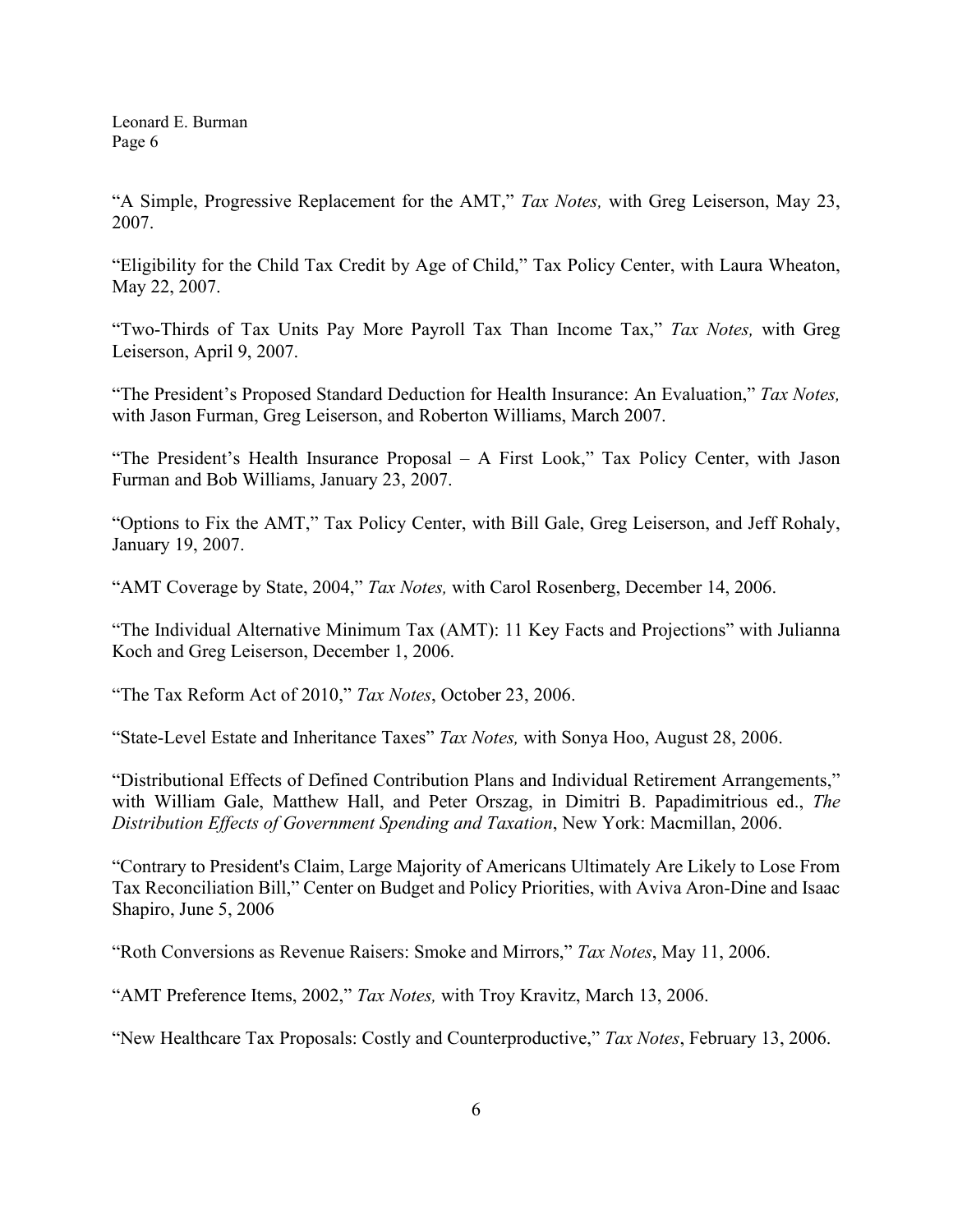"A Simple, Progressive Replacement for the AMT," *Tax Notes,* with Greg Leiserson, May 23, 2007.

"Eligibility for the Child Tax Credit by Age of Child," Tax Policy Center, with Laura Wheaton, May 22, 2007.

"Two-Thirds of Tax Units Pay More Payroll Tax Than Income Tax," *Tax Notes,* with Greg Leiserson, April 9, 2007.

"The President's Proposed Standard Deduction for Health Insurance: An Evaluation," *Tax Notes,* with Jason Furman, Greg Leiserson, and Roberton Williams, March 2007.

"The President's Health Insurance Proposal – A First Look," Tax Policy Center, with Jason Furman and Bob Williams, January 23, 2007.

"Options to Fix the AMT," Tax Policy Center, with Bill Gale, Greg Leiserson, and Jeff Rohaly, January 19, 2007.

"AMT Coverage by State, 2004," *Tax Notes,* with Carol Rosenberg, December 14, 2006.

"The Individual Alternative Minimum Tax (AMT): 11 Key Facts and Projections" with Julianna Koch and Greg Leiserson, December 1, 2006.

"The Tax Reform Act of 2010," *Tax Notes*, October 23, 2006.

"State-Level Estate and Inheritance Taxes" *Tax Notes,* with Sonya Hoo, August 28, 2006.

"Distributional Effects of Defined Contribution Plans and Individual Retirement Arrangements," with William Gale, Matthew Hall, and Peter Orszag, in Dimitri B. Papadimitrious ed., *The Distribution Effects of Government Spending and Taxation*, New York: Macmillan, 2006.

"Contrary to President's Claim, Large Majority of Americans Ultimately Are Likely to Lose From Tax Reconciliation Bill," Center on Budget and Policy Priorities, with Aviva Aron-Dine and Isaac Shapiro, June 5, 2006

"Roth Conversions as Revenue Raisers: Smoke and Mirrors," *Tax Notes*, May 11, 2006.

"AMT Preference Items, 2002," *Tax Notes,* with Troy Kravitz, March 13, 2006.

"New Healthcare Tax Proposals: Costly and Counterproductive," *Tax Notes*, February 13, 2006.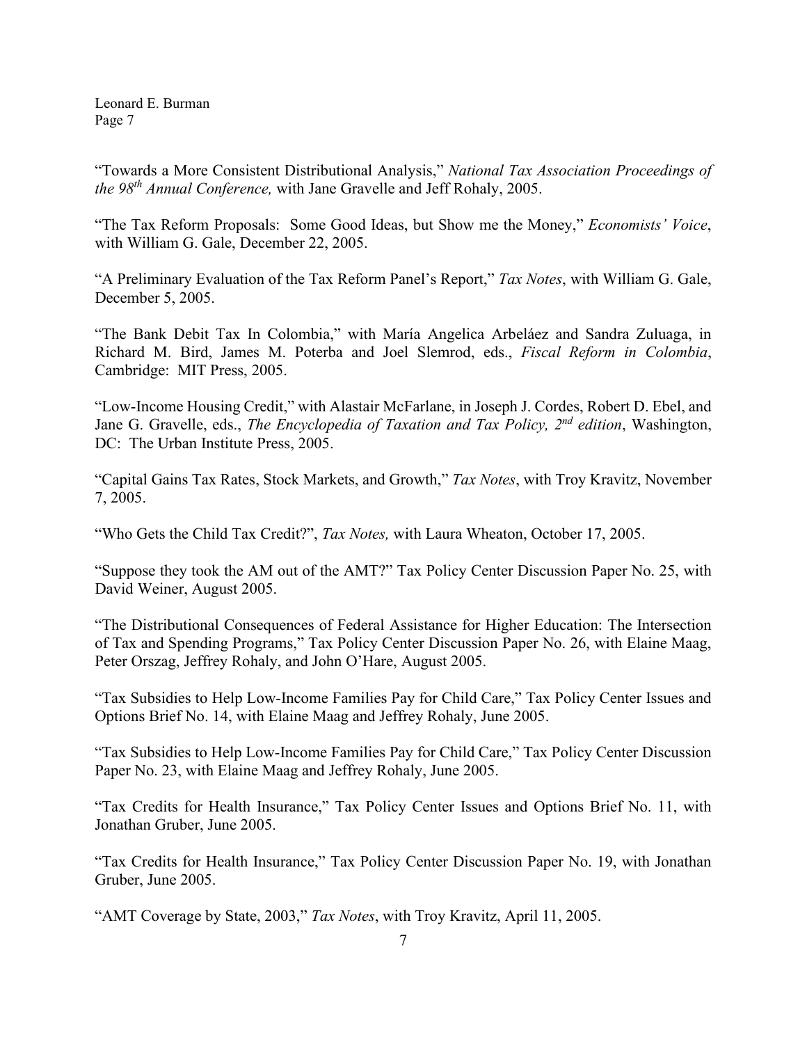"Towards a More Consistent Distributional Analysis," *National Tax Association Proceedings of the 98th Annual Conference,* with Jane Gravelle and Jeff Rohaly, 2005.

"The Tax Reform Proposals: Some Good Ideas, but Show me the Money," *Economists' Voice*, with William G. Gale, December 22, 2005.

"A Preliminary Evaluation of the Tax Reform Panel's Report," *Tax Notes*, with William G. Gale, December 5, 2005.

"The Bank Debit Tax In Colombia," with María Angelica Arbeláez and Sandra Zuluaga, in Richard M. Bird, James M. Poterba and Joel Slemrod, eds., *Fiscal Reform in Colombia*, Cambridge: MIT Press, 2005.

"Low-Income Housing Credit," with Alastair McFarlane, in Joseph J. Cordes, Robert D. Ebel, and Jane G. Gravelle, eds., *The Encyclopedia of Taxation and Tax Policy, 2nd edition*, Washington, DC: The Urban Institute Press, 2005.

"Capital Gains Tax Rates, Stock Markets, and Growth," *Tax Notes*, with Troy Kravitz, November 7, 2005.

"Who Gets the Child Tax Credit?", *Tax Notes,* with Laura Wheaton, October 17, 2005.

"Suppose they took the AM out of the AMT?" Tax Policy Center Discussion Paper No. 25, with David Weiner, August 2005.

"The Distributional Consequences of Federal Assistance for Higher Education: The Intersection of Tax and Spending Programs," Tax Policy Center Discussion Paper No. 26, with Elaine Maag, Peter Orszag, Jeffrey Rohaly, and John O'Hare, August 2005.

"Tax Subsidies to Help Low-Income Families Pay for Child Care," Tax Policy Center Issues and Options Brief No. 14, with Elaine Maag and Jeffrey Rohaly, June 2005.

"Tax Subsidies to Help Low-Income Families Pay for Child Care," Tax Policy Center Discussion Paper No. 23, with Elaine Maag and Jeffrey Rohaly, June 2005.

"Tax Credits for Health Insurance," Tax Policy Center Issues and Options Brief No. 11, with Jonathan Gruber, June 2005.

"Tax Credits for Health Insurance," Tax Policy Center Discussion Paper No. 19, with Jonathan Gruber, June 2005.

"AMT Coverage by State, 2003," *Tax Notes*, with Troy Kravitz, April 11, 2005.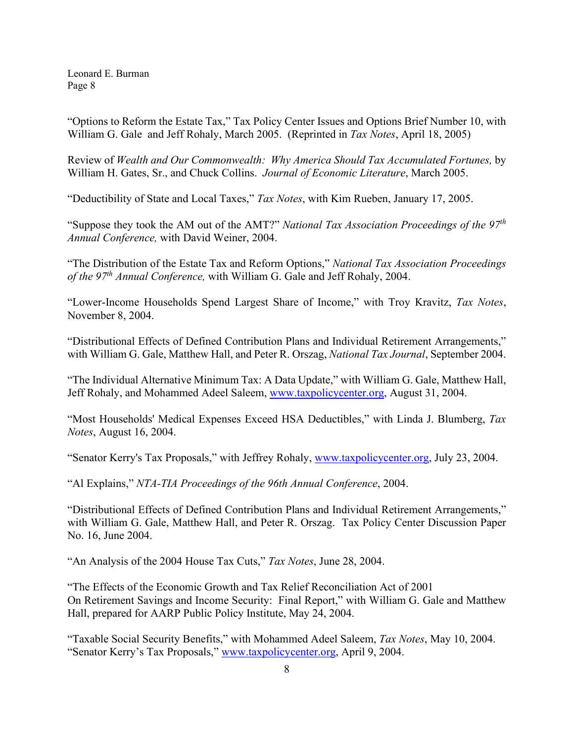"Options to Reform the Estate Tax," Tax Policy Center Issues and Options Brief Number 10, with William G. Gale and Jeff Rohaly, March 2005. (Reprinted in *Tax Notes*, April 18, 2005)

Review of *Wealth and Our Commonwealth: Why America Should Tax Accumulated Fortunes,* by William H. Gates, Sr., and Chuck Collins. *Journal of Economic Literature*, March 2005.

"Deductibility of State and Local Taxes," *Tax Notes*, with Kim Rueben, January 17, 2005.

"Suppose they took the AM out of the AMT?" *National Tax Association Proceedings of the 97th Annual Conference,* with David Weiner, 2004.

"The Distribution of the Estate Tax and Reform Options," *National Tax Association Proceedings of the 97th Annual Conference,* with William G. Gale and Jeff Rohaly, 2004.

"Lower-Income Households Spend Largest Share of Income," with Troy Kravitz, *Tax Notes*, November 8, 2004.

"Distributional Effects of Defined Contribution Plans and Individual Retirement Arrangements," with William G. Gale, Matthew Hall, and Peter R. Orszag, *National Tax Journal*, September 2004.

"The Individual Alternative Minimum Tax: A Data Update," with William G. Gale, Matthew Hall, Jeff Rohaly, and Mohammed Adeel Saleem, www.taxpolicycenter.org, August 31, 2004.

"Most Households' Medical Expenses Exceed HSA Deductibles," with Linda J. Blumberg, *Tax Notes*, August 16, 2004.

"Senator Kerry's Tax Proposals," with Jeffrey Rohaly, www.taxpolicycenter.org, July 23, 2004.

"Al Explains," *NTA-TIA Proceedings of the 96th Annual Conference*, 2004.

"Distributional Effects of Defined Contribution Plans and Individual Retirement Arrangements," with William G. Gale, Matthew Hall, and Peter R. Orszag. Tax Policy Center Discussion Paper No. 16, June 2004.

"An Analysis of the 2004 House Tax Cuts," *Tax Notes*, June 28, 2004.

"The Effects of the Economic Growth and Tax Relief Reconciliation Act of 2001 On Retirement Savings and Income Security: Final Report," with William G. Gale and Matthew Hall, prepared for AARP Public Policy Institute, May 24, 2004.

"Taxable Social Security Benefits," with Mohammed Adeel Saleem, *Tax Notes*, May 10, 2004.

"Senator Kerry's Tax Proposals," www.taxpolicycenter.org, April 9, 2004.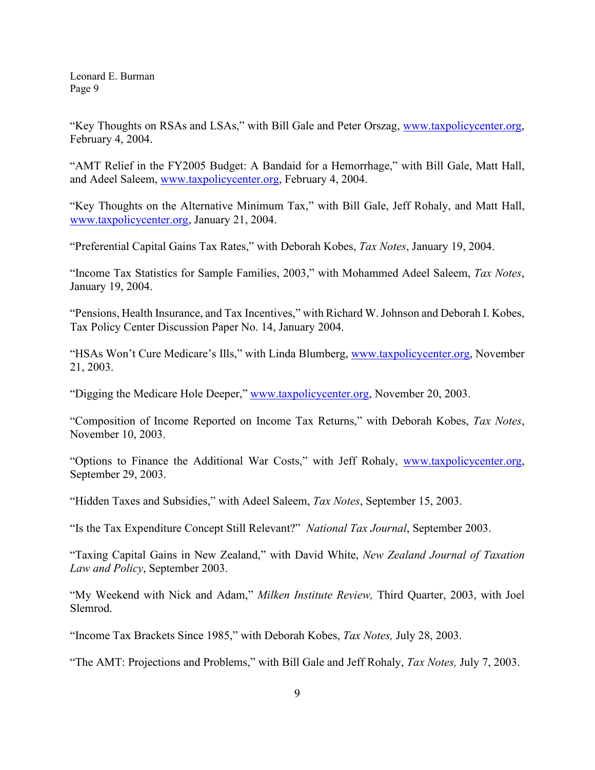"Key Thoughts on RSAs and LSAs," with Bill Gale and Peter Orszag, www.taxpolicycenter.org, February 4, 2004.

"AMT Relief in the FY2005 Budget: A Bandaid for a Hemorrhage," with Bill Gale, Matt Hall, and Adeel Saleem, www.taxpolicycenter.org, February 4, 2004.

"Key Thoughts on the Alternative Minimum Tax," with Bill Gale, Jeff Rohaly, and Matt Hall, www.taxpolicycenter.org, January 21, 2004.

"Preferential Capital Gains Tax Rates," with Deborah Kobes, *Tax Notes*, January 19, 2004.

"Income Tax Statistics for Sample Families, 2003," with Mohammed Adeel Saleem, *Tax Notes*, January 19, 2004.

"Pensions, Health Insurance, and Tax Incentives," with Richard W. Johnson and Deborah I. Kobes, Tax Policy Center Discussion Paper No. 14, January 2004.

"HSAs Won't Cure Medicare's Ills," with Linda Blumberg, www.taxpolicycenter.org, November 21, 2003.

"Digging the Medicare Hole Deeper," www.taxpolicycenter.org, November 20, 2003.

"Composition of Income Reported on Income Tax Returns," with Deborah Kobes, *Tax Notes*, November 10, 2003.

"Options to Finance the Additional War Costs," with Jeff Rohaly, www.taxpolicycenter.org, September 29, 2003.

"Hidden Taxes and Subsidies," with Adeel Saleem, *Tax Notes*, September 15, 2003.

"Is the Tax Expenditure Concept Still Relevant?" *National Tax Journal*, September 2003.

"Taxing Capital Gains in New Zealand," with David White, *New Zealand Journal of Taxation Law and Policy*, September 2003.

"My Weekend with Nick and Adam," *Milken Institute Review,* Third Quarter, 2003, with Joel Slemrod.

"Income Tax Brackets Since 1985," with Deborah Kobes, *Tax Notes,* July 28, 2003.

"The AMT: Projections and Problems," with Bill Gale and Jeff Rohaly, *Tax Notes,* July 7, 2003.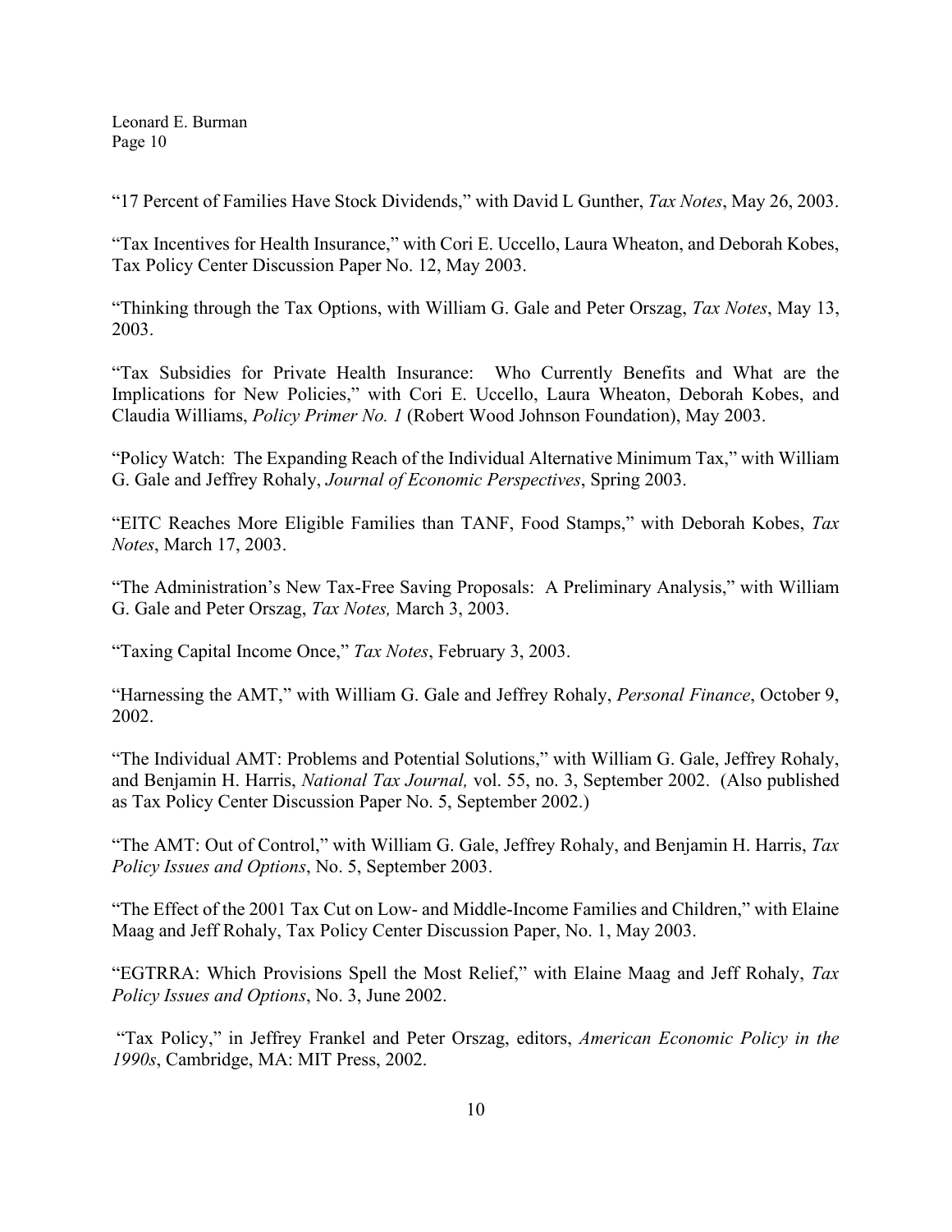"17 Percent of Families Have Stock Dividends," with David L Gunther, *Tax Notes*, May 26, 2003.

"Tax Incentives for Health Insurance," with Cori E. Uccello, Laura Wheaton, and Deborah Kobes, Tax Policy Center Discussion Paper No. 12, May 2003.

"Thinking through the Tax Options, with William G. Gale and Peter Orszag, *Tax Notes*, May 13, 2003.

"Tax Subsidies for Private Health Insurance: Who Currently Benefits and What are the Implications for New Policies," with Cori E. Uccello, Laura Wheaton, Deborah Kobes, and Claudia Williams, *Policy Primer No. 1* (Robert Wood Johnson Foundation), May 2003.

"Policy Watch: The Expanding Reach of the Individual Alternative Minimum Tax," with William G. Gale and Jeffrey Rohaly, *Journal of Economic Perspectives*, Spring 2003.

"EITC Reaches More Eligible Families than TANF, Food Stamps," with Deborah Kobes, *Tax Notes*, March 17, 2003.

"The Administration's New Tax-Free Saving Proposals: A Preliminary Analysis," with William G. Gale and Peter Orszag, *Tax Notes,* March 3, 2003.

"Taxing Capital Income Once," *Tax Notes*, February 3, 2003.

"Harnessing the AMT," with William G. Gale and Jeffrey Rohaly, *Personal Finance*, October 9, 2002.

"The Individual AMT: Problems and Potential Solutions," with William G. Gale, Jeffrey Rohaly, and Benjamin H. Harris, *National Tax Journal,* vol. 55, no. 3, September 2002. (Also published as Tax Policy Center Discussion Paper No. 5, September 2002.)

"The AMT: Out of Control," with William G. Gale, Jeffrey Rohaly, and Benjamin H. Harris, *Tax Policy Issues and Options*, No. 5, September 2003.

"The Effect of the 2001 Tax Cut on Low- and Middle-Income Families and Children," with Elaine Maag and Jeff Rohaly, Tax Policy Center Discussion Paper, No. 1, May 2003.

"EGTRRA: Which Provisions Spell the Most Relief," with Elaine Maag and Jeff Rohaly, *Tax Policy Issues and Options*, No. 3, June 2002.

"Tax Policy," in Jeffrey Frankel and Peter Orszag, editors, *American Economic Policy in the 1990s*, Cambridge, MA: MIT Press, 2002.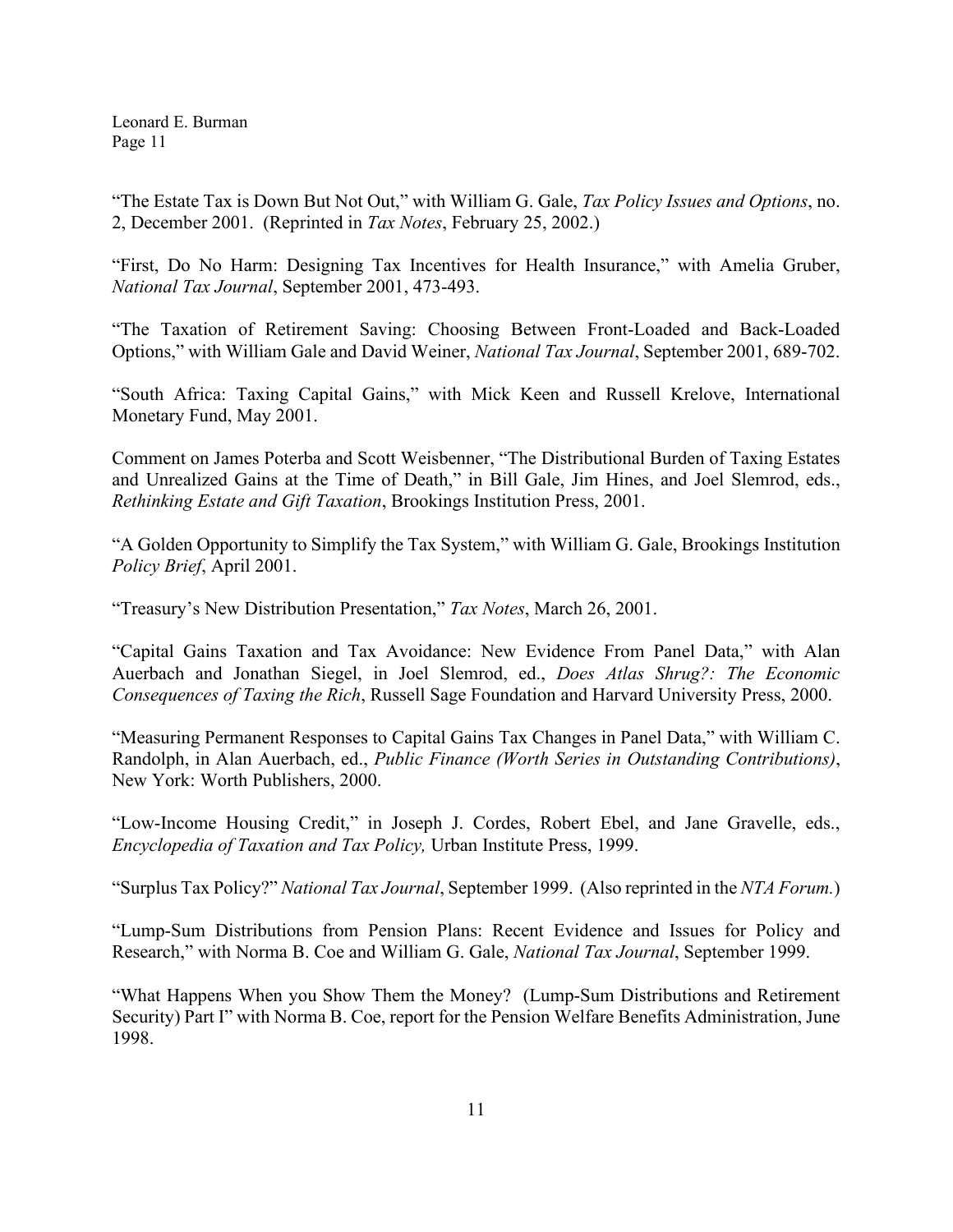"The Estate Tax is Down But Not Out," with William G. Gale, *Tax Policy Issues and Options*, no. 2, December 2001. (Reprinted in *Tax Notes*, February 25, 2002.)

"First, Do No Harm: Designing Tax Incentives for Health Insurance," with Amelia Gruber, *National Tax Journal*, September 2001, 473-493.

"The Taxation of Retirement Saving: Choosing Between Front-Loaded and Back-Loaded Options," with William Gale and David Weiner, *National Tax Journal*, September 2001, 689-702.

"South Africa: Taxing Capital Gains," with Mick Keen and Russell Krelove, International Monetary Fund, May 2001.

Comment on James Poterba and Scott Weisbenner, "The Distributional Burden of Taxing Estates and Unrealized Gains at the Time of Death," in Bill Gale, Jim Hines, and Joel Slemrod, eds., *Rethinking Estate and Gift Taxation*, Brookings Institution Press, 2001.

"A Golden Opportunity to Simplify the Tax System," with William G. Gale, Brookings Institution *Policy Brief*, April 2001.

"Treasury's New Distribution Presentation," *Tax Notes*, March 26, 2001.

"Capital Gains Taxation and Tax Avoidance: New Evidence From Panel Data," with Alan Auerbach and Jonathan Siegel, in Joel Slemrod, ed., *Does Atlas Shrug?: The Economic Consequences of Taxing the Rich*, Russell Sage Foundation and Harvard University Press, 2000.

"Measuring Permanent Responses to Capital Gains Tax Changes in Panel Data," with William C. Randolph, in Alan Auerbach, ed., *Public Finance (Worth Series in Outstanding Contributions)*, New York: Worth Publishers, 2000.

"Low-Income Housing Credit," in Joseph J. Cordes, Robert Ebel, and Jane Gravelle, eds., *Encyclopedia of Taxation and Tax Policy,* Urban Institute Press, 1999.

"Surplus Tax Policy?" *National Tax Journal*, September 1999. (Also reprinted in the *NTA Forum.*)

"Lump-Sum Distributions from Pension Plans: Recent Evidence and Issues for Policy and Research," with Norma B. Coe and William G. Gale, *National Tax Journal*, September 1999.

"What Happens When you Show Them the Money? (Lump-Sum Distributions and Retirement Security) Part I" with Norma B. Coe, report for the Pension Welfare Benefits Administration, June 1998.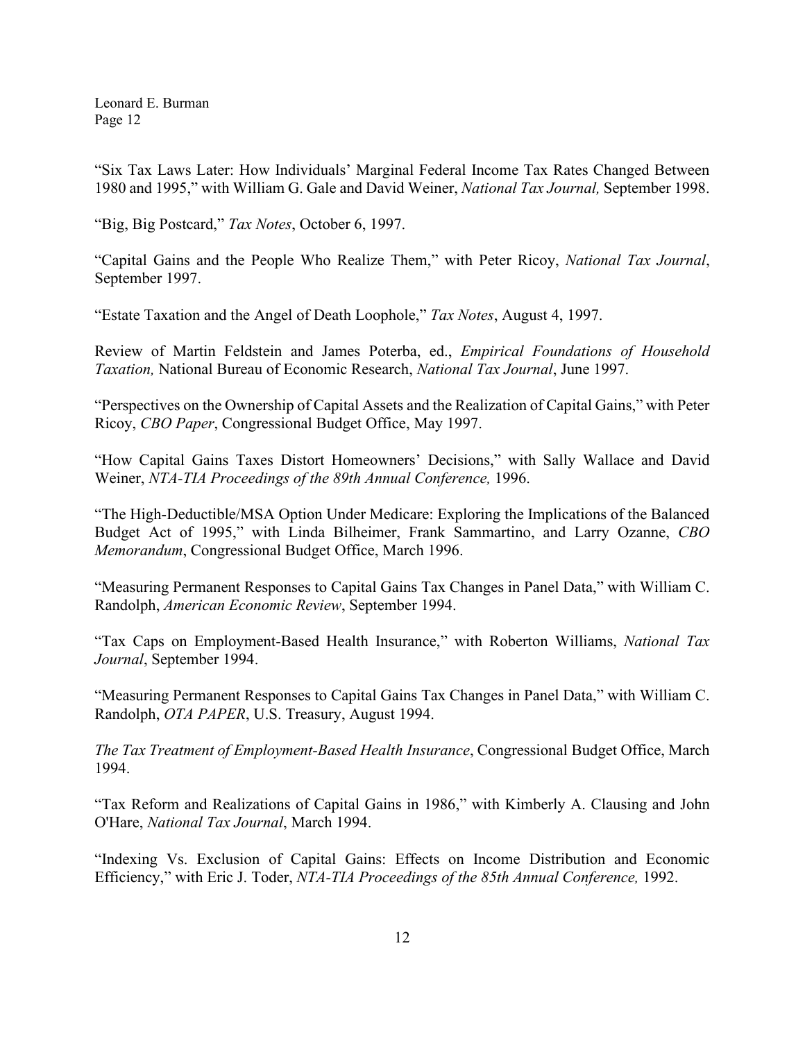"Six Tax Laws Later: How Individuals' Marginal Federal Income Tax Rates Changed Between 1980 and 1995," with William G. Gale and David Weiner, *National Tax Journal,* September 1998.

"Big, Big Postcard," *Tax Notes*, October 6, 1997.

"Capital Gains and the People Who Realize Them," with Peter Ricoy, *National Tax Journal*, September 1997.

"Estate Taxation and the Angel of Death Loophole," *Tax Notes*, August 4, 1997.

Review of Martin Feldstein and James Poterba, ed., *Empirical Foundations of Household Taxation,* National Bureau of Economic Research, *National Tax Journal*, June 1997.

"Perspectives on the Ownership of Capital Assets and the Realization of Capital Gains," with Peter Ricoy, *CBO Paper*, Congressional Budget Office, May 1997.

"How Capital Gains Taxes Distort Homeowners' Decisions," with Sally Wallace and David Weiner, *NTA-TIA Proceedings of the 89th Annual Conference,* 1996.

"The High-Deductible/MSA Option Under Medicare: Exploring the Implications of the Balanced Budget Act of 1995," with Linda Bilheimer, Frank Sammartino, and Larry Ozanne, *CBO Memorandum*, Congressional Budget Office, March 1996.

"Measuring Permanent Responses to Capital Gains Tax Changes in Panel Data," with William C. Randolph, *American Economic Review*, September 1994.

"Tax Caps on Employment-Based Health Insurance," with Roberton Williams, *National Tax Journal*, September 1994.

"Measuring Permanent Responses to Capital Gains Tax Changes in Panel Data," with William C. Randolph, *OTA PAPER*, U.S. Treasury, August 1994.

*The Tax Treatment of Employment-Based Health Insurance*, Congressional Budget Office, March 1994.

"Tax Reform and Realizations of Capital Gains in 1986," with Kimberly A. Clausing and John O'Hare, *National Tax Journal*, March 1994.

"Indexing Vs. Exclusion of Capital Gains: Effects on Income Distribution and Economic Efficiency," with Eric J. Toder, *NTA-TIA Proceedings of the 85th Annual Conference,* 1992.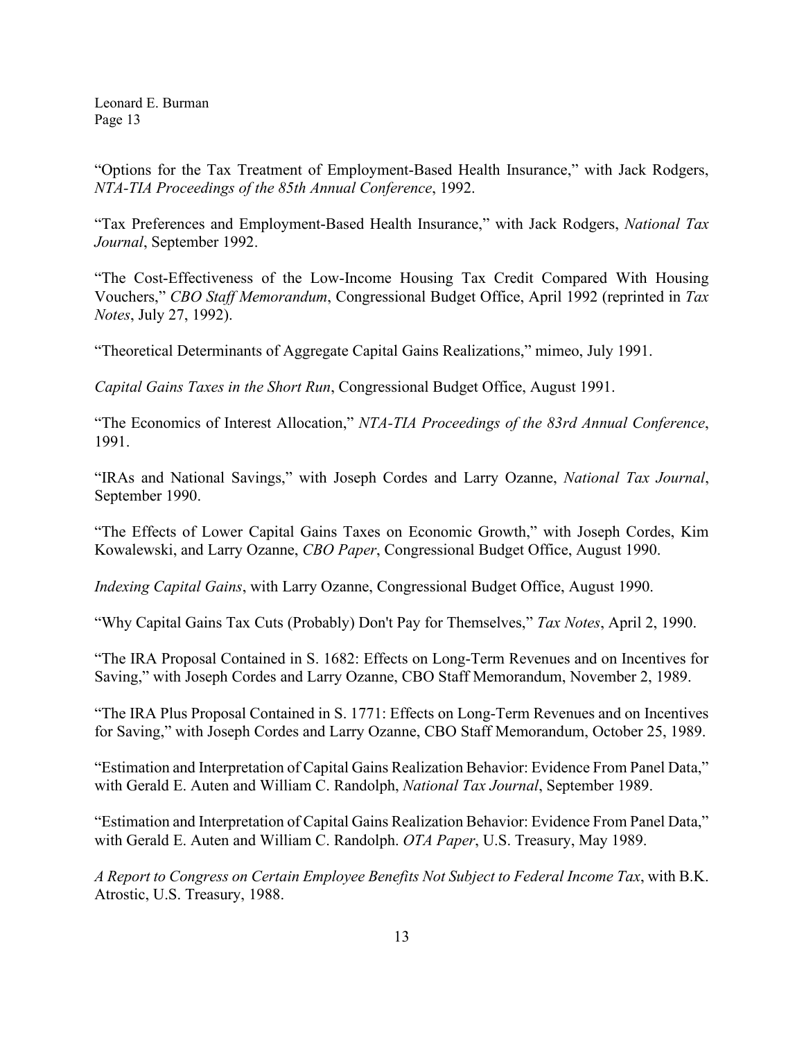"Options for the Tax Treatment of Employment-Based Health Insurance," with Jack Rodgers, *NTA-TIA Proceedings of the 85th Annual Conference*, 1992.

"Tax Preferences and Employment-Based Health Insurance," with Jack Rodgers, *National Tax Journal*, September 1992.

"The Cost-Effectiveness of the Low-Income Housing Tax Credit Compared With Housing Vouchers," *CBO Staff Memorandum*, Congressional Budget Office, April 1992 (reprinted in *Tax Notes*, July 27, 1992).

"Theoretical Determinants of Aggregate Capital Gains Realizations," mimeo, July 1991.

*Capital Gains Taxes in the Short Run*, Congressional Budget Office, August 1991.

"The Economics of Interest Allocation," *NTA-TIA Proceedings of the 83rd Annual Conference*, 1991.

"IRAs and National Savings," with Joseph Cordes and Larry Ozanne, *National Tax Journal*, September 1990.

"The Effects of Lower Capital Gains Taxes on Economic Growth," with Joseph Cordes, Kim Kowalewski, and Larry Ozanne, *CBO Paper*, Congressional Budget Office, August 1990.

*Indexing Capital Gains*, with Larry Ozanne, Congressional Budget Office, August 1990.

"Why Capital Gains Tax Cuts (Probably) Don't Pay for Themselves," *Tax Notes*, April 2, 1990.

"The IRA Proposal Contained in S. 1682: Effects on Long-Term Revenues and on Incentives for Saving," with Joseph Cordes and Larry Ozanne, CBO Staff Memorandum, November 2, 1989.

"The IRA Plus Proposal Contained in S. 1771: Effects on Long-Term Revenues and on Incentives for Saving," with Joseph Cordes and Larry Ozanne, CBO Staff Memorandum, October 25, 1989.

"Estimation and Interpretation of Capital Gains Realization Behavior: Evidence From Panel Data," with Gerald E. Auten and William C. Randolph, *National Tax Journal*, September 1989.

"Estimation and Interpretation of Capital Gains Realization Behavior: Evidence From Panel Data," with Gerald E. Auten and William C. Randolph. *OTA Paper*, U.S. Treasury, May 1989.

*A Report to Congress on Certain Employee Benefits Not Subject to Federal Income Tax*, with B.K. Atrostic, U.S. Treasury, 1988.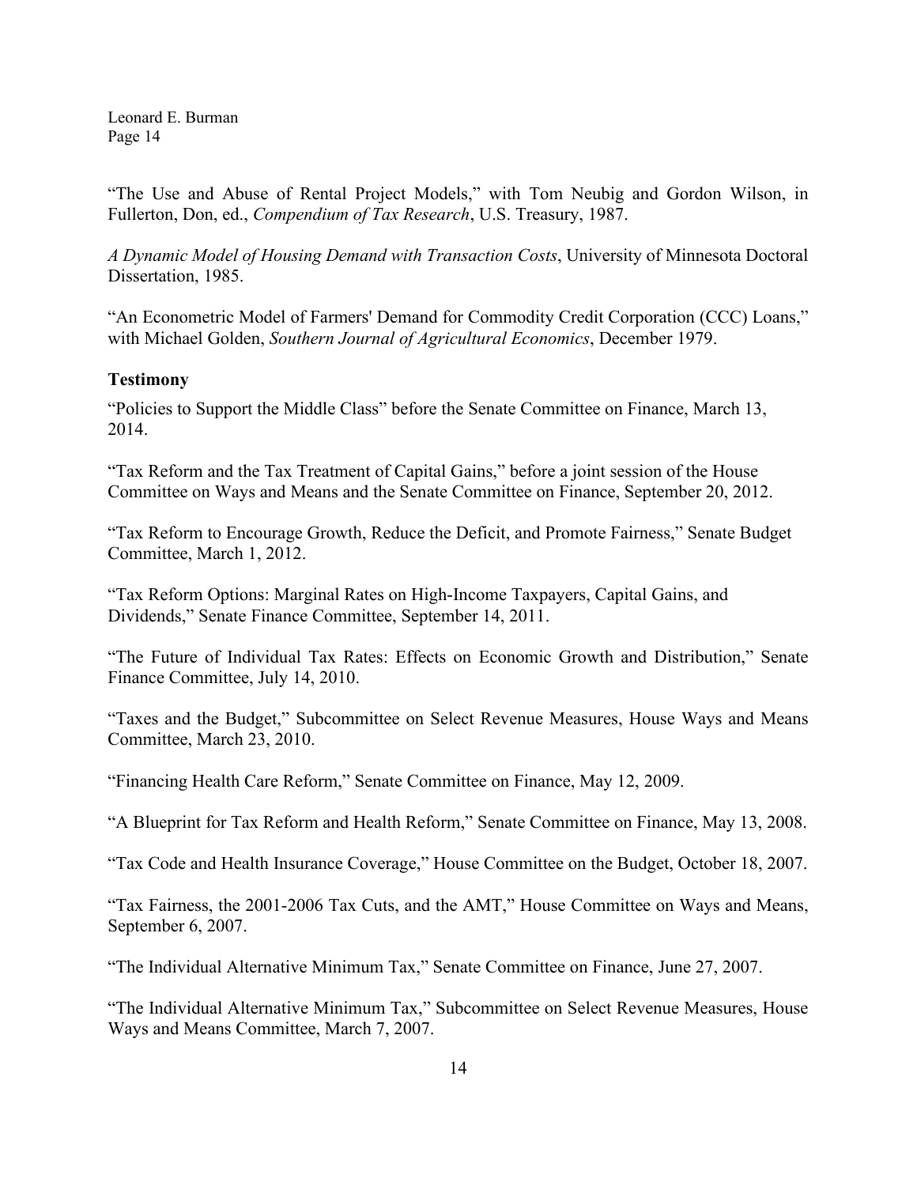"The Use and Abuse of Rental Project Models," with Tom Neubig and Gordon Wilson, in Fullerton, Don, ed., *Compendium of Tax Research*, U.S. Treasury, 1987.

*A Dynamic Model of Housing Demand with Transaction Costs*, University of Minnesota Doctoral Dissertation, 1985.

"An Econometric Model of Farmers' Demand for Commodity Credit Corporation (CCC) Loans," with Michael Golden, *Southern Journal of Agricultural Economics*, December 1979.

**Testimony**

"Policies to Support the Middle Class" before the Senate Committee on Finance, March 13, 2014.

"Tax Reform and the Tax Treatment of Capital Gains," before a joint session of the House Committee on Ways and Means and the Senate Committee on Finance, September 20, 2012.

"Tax Reform to Encourage Growth, Reduce the Deficit, and Promote Fairness," Senate Budget Committee, March 1, 2012.

"Tax Reform Options: Marginal Rates on High-Income Taxpayers, Capital Gains, and Dividends," Senate Finance Committee, September 14, 2011.

"The Future of Individual Tax Rates: Effects on Economic Growth and Distribution," Senate Finance Committee, July 14, 2010.

"Taxes and the Budget," Subcommittee on Select Revenue Measures, House Ways and Means Committee, March 23, 2010.

"Financing Health Care Reform," Senate Committee on Finance, May 12, 2009.

"A Blueprint for Tax Reform and Health Reform," Senate Committee on Finance, May 13, 2008.

"Tax Code and Health Insurance Coverage," House Committee on the Budget, October 18, 2007.

"Tax Fairness, the 2001-2006 Tax Cuts, and the AMT," House Committee on Ways and Means, September 6, 2007.

"The Individual Alternative Minimum Tax," Senate Committee on Finance, June 27, 2007.

"The Individual Alternative Minimum Tax," Subcommittee on Select Revenue Measures, House Ways and Means Committee, March 7, 2007.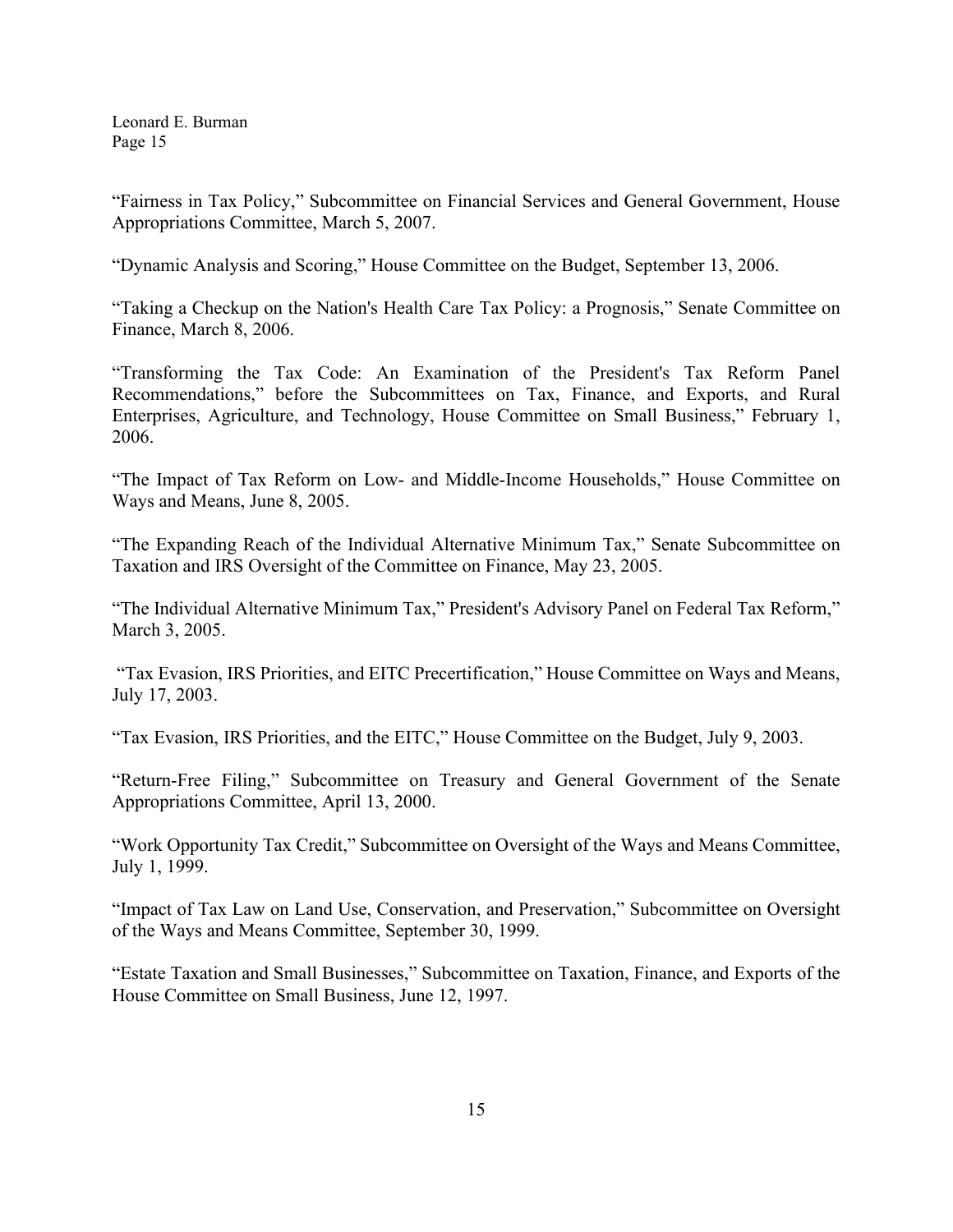"Fairness in Tax Policy," Subcommittee on Financial Services and General Government, House Appropriations Committee, March 5, 2007.

"Dynamic Analysis and Scoring," House Committee on the Budget, September 13, 2006.

"Taking a Checkup on the Nation's Health Care Tax Policy: a Prognosis," Senate Committee on Finance, March 8, 2006.

"Transforming the Tax Code: An Examination of the President's Tax Reform Panel Recommendations," before the Subcommittees on Tax, Finance, and Exports, and Rural Enterprises, Agriculture, and Technology, House Committee on Small Business," February 1, 2006.

"The Impact of Tax Reform on Low- and Middle-Income Households," House Committee on Ways and Means, June 8, 2005.

"The Expanding Reach of the Individual Alternative Minimum Tax," Senate Subcommittee on Taxation and IRS Oversight of the Committee on Finance, May 23, 2005.

"The Individual Alternative Minimum Tax," President's Advisory Panel on Federal Tax Reform," March 3, 2005.

"Tax Evasion, IRS Priorities, and EITC Precertification," House Committee on Ways and Means, July 17, 2003.

"Tax Evasion, IRS Priorities, and the EITC," House Committee on the Budget, July 9, 2003.

"Return-Free Filing," Subcommittee on Treasury and General Government of the Senate Appropriations Committee, April 13, 2000.

"Work Opportunity Tax Credit," Subcommittee on Oversight of the Ways and Means Committee, July 1, 1999.

"Impact of Tax Law on Land Use, Conservation, and Preservation," Subcommittee on Oversight of the Ways and Means Committee, September 30, 1999.

"Estate Taxation and Small Businesses," Subcommittee on Taxation, Finance, and Exports of the House Committee on Small Business, June 12, 1997.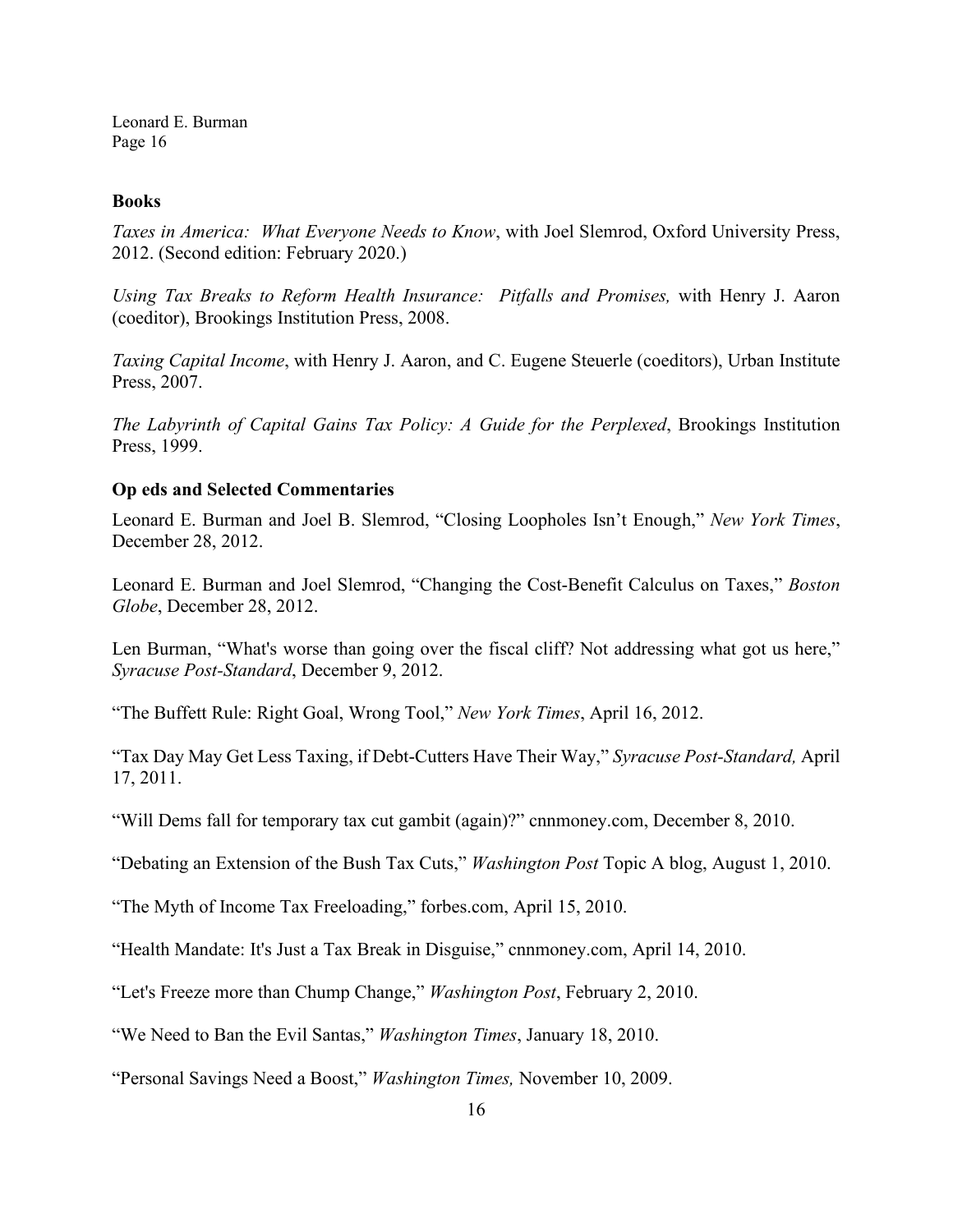### Books

*Taxes in America: What Everyone Needs to Know*, with Joel Slemrod, Oxford University Press, 2012. (Second edition: February 2020.)

*Using Tax Breaks to Reform Health Insurance: Pitfalls and Promises,* with Henry J. Aaron (coeditor), Brookings Institution Press, 2008.

*Taxing Capital Income*, with Henry J. Aaron, and C. Eugene Steuerle (coeditors), Urban Institute Press, 2007.

*The Labyrinth of Capital Gains Tax Policy: A Guide for the Perplexed*, Brookings Institution Press, 1999.

### Op eds and Selected Commentaries

Leonard E. Burman and Joel B. Slemrod, "Closing Loopholes Isn't Enough," *New York Times*, December 28, 2012.

Leonard E. Burman and Joel Slemrod, "Changing the Cost-Benefit Calculus on Taxes," *Boston Globe*, December 28, 2012.

Len Burman, "What's worse than going over the fiscal cliff? Not addressing what got us here," *Syracuse Post-Standard*, December 9, 2012.

"The Buffett Rule: Right Goal, Wrong Tool," *New York Times*, April 16, 2012.

"Tax Day May Get Less Taxing, if Debt-Cutters Have Their Way," *Syracuse Post-Standard,* April 17, 2011.

"Will Dems fall for temporary tax cut gambit (again)?" cnnmoney.com, December 8, 2010.

"Debating an Extension of the Bush Tax Cuts," *Washington Post* Topic A blog, August 1, 2010.

"The Myth of Income Tax Freeloading," forbes.com, April 15, 2010.

"Health Mandate: It's Just a Tax Break in Disguise," cnnmoney.com, April 14, 2010.

"Let's Freeze more than Chump Change," *Washington Post*, February 2, 2010.

"We Need to Ban the Evil Santas," *Washington Times*, January 18, 2010.

"Personal Savings Need a Boost," *Washington Times,* November 10, 2009.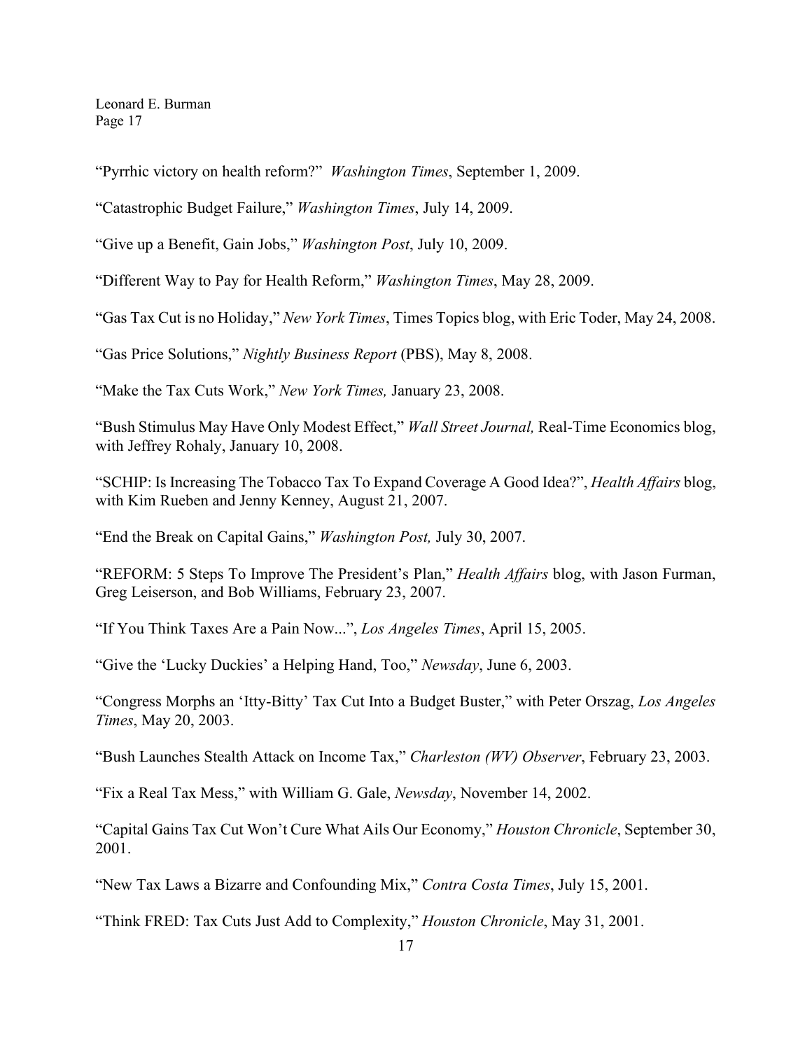"Pyrrhic victory on health reform?" *Washington Times*, September 1, 2009.

"Catastrophic Budget Failure," *Washington Times*, July 14, 2009.

"Give up a Benefit, Gain Jobs," *Washington Post*, July 10, 2009.

"Different Way to Pay for Health Reform," *Washington Times*, May 28, 2009.

"Gas Tax Cut is no Holiday," *New York Times*, Times Topics blog, with Eric Toder, May 24, 2008.

"Gas Price Solutions," *Nightly Business Report* (PBS), May 8, 2008.

"Make the Tax Cuts Work," *New York Times,* January 23, 2008.

"Bush Stimulus May Have Only Modest Effect," *Wall Street Journal,* Real-Time Economics blog, with Jeffrey Rohaly, January 10, 2008.

"SCHIP: Is Increasing The Tobacco Tax To Expand Coverage A Good Idea?", *Health Affairs* blog, with Kim Rueben and Jenny Kenney, August 21, 2007.

"End the Break on Capital Gains," *Washington Post,* July 30, 2007.

"REFORM: 5 Steps To Improve The President's Plan," *Health Affairs* blog, with Jason Furman, Greg Leiserson, and Bob Williams, February 23, 2007.

"If You Think Taxes Are a Pain Now...", *Los Angeles Times*, April 15, 2005.

"Give the 'Lucky Duckies' a Helping Hand, Too," *Newsday*, June 6, 2003.

"Congress Morphs an 'Itty-Bitty' Tax Cut Into a Budget Buster," with Peter Orszag, *Los Angeles Times*, May 20, 2003.

"Bush Launches Stealth Attack on Income Tax," *Charleston (WV) Observer*, February 23, 2003.

"Fix a Real Tax Mess," with William G. Gale, *Newsday*, November 14, 2002.

"Capital Gains Tax Cut Won't Cure What Ails Our Economy," *Houston Chronicle*, September 30, 2001.

"New Tax Laws a Bizarre and Confounding Mix," *Contra Costa Times*, July 15, 2001.

"Think FRED: Tax Cuts Just Add to Complexity," *Houston Chronicle*, May 31, 2001.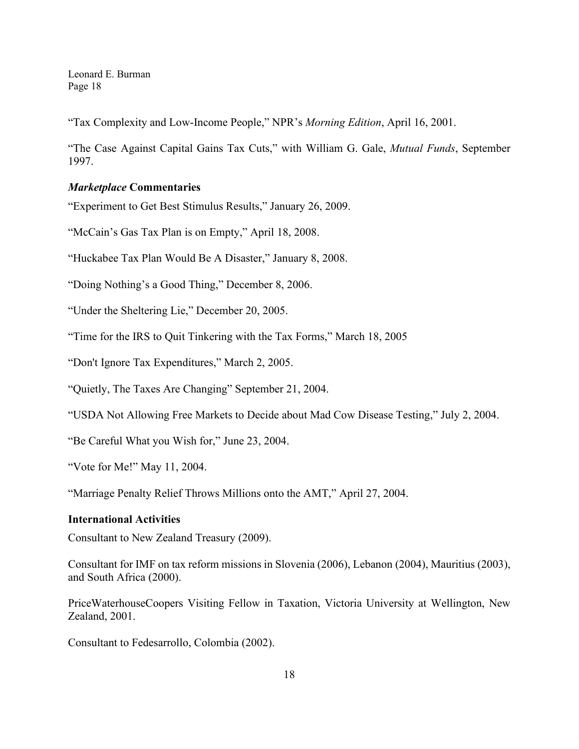"Tax Complexity and Low-Income People," NPR's *Morning Edition*, April 16, 2001.

"The Case Against Capital Gains Tax Cuts," with William G. Gale, *Mutual Funds*, September 1997.

### ***Marketplace* Commentaries**

"Experiment to Get Best Stimulus Results," January 26, 2009.

"McCain's Gas Tax Plan is on Empty," April 18, 2008.

"Huckabee Tax Plan Would Be A Disaster," January 8, 2008.

"Doing Nothing's a Good Thing," December 8, 2006.

"Under the Sheltering Lie," December 20, 2005.

"Time for the IRS to Quit Tinkering with the Tax Forms," March 18, 2005

"Don't Ignore Tax Expenditures," March 2, 2005.

"Quietly, The Taxes Are Changing" September 21, 2004.

"USDA Not Allowing Free Markets to Decide about Mad Cow Disease Testing," July 2, 2004.

"Be Careful What you Wish for," June 23, 2004.

"Vote for Me!" May 11, 2004.

"Marriage Penalty Relief Throws Millions onto the AMT," April 27, 2004.

### **International Activities**

Consultant to New Zealand Treasury (2009).

Consultant for IMF on tax reform missions in Slovenia (2006), Lebanon (2004), Mauritius (2003), and South Africa (2000).

PriceWaterhouseCoopers Visiting Fellow in Taxation, Victoria University at Wellington, New Zealand, 2001.

Consultant to Fedesarrollo, Colombia (2002).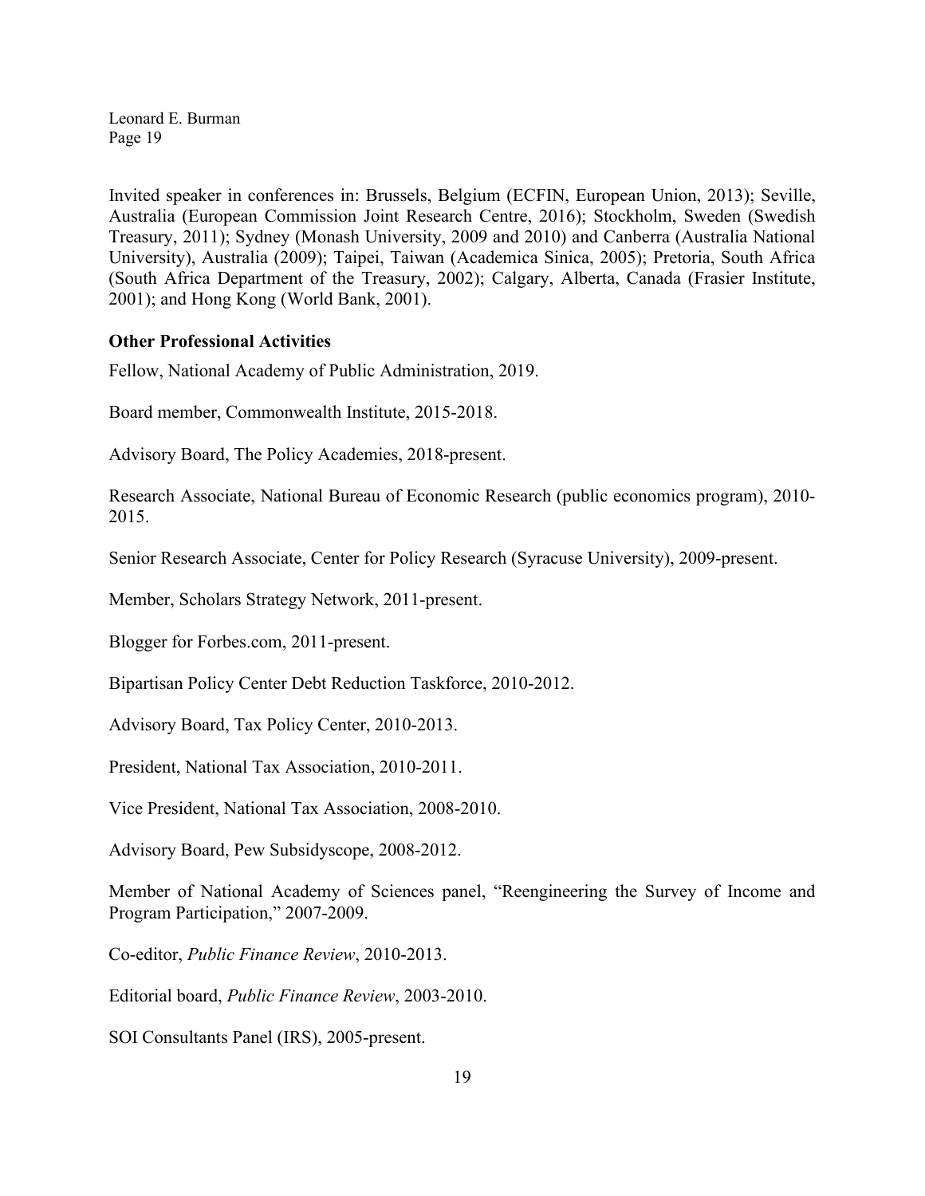Invited speaker in conferences in: Brussels, Belgium (ECFIN, European Union, 2013); Seville, Australia (European Commission Joint Research Centre, 2016); Stockholm, Sweden (Swedish Treasury, 2011); Sydney (Monash University, 2009 and 2010) and Canberra (Australia National University), Australia (2009); Taipei, Taiwan (Academica Sinica, 2005); Pretoria, South Africa (South Africa Department of the Treasury, 2002); Calgary, Alberta, Canada (Frasier Institute, 2001); and Hong Kong (World Bank, 2001).

**Other Professional Activities**

Fellow, National Academy of Public Administration, 2019.

Board member, Commonwealth Institute, 2015-2018.

Advisory Board, The Policy Academies, 2018-present.

Research Associate, National Bureau of Economic Research (public economics program), 2010-2015.

Senior Research Associate, Center for Policy Research (Syracuse University), 2009-present.

Member, Scholars Strategy Network, 2011-present.

Blogger for Forbes.com, 2011-present.

Bipartisan Policy Center Debt Reduction Taskforce, 2010-2012.

Advisory Board, Tax Policy Center, 2010-2013.

President, National Tax Association, 2010-2011.

Vice President, National Tax Association, 2008-2010.

Advisory Board, Pew Subsidyscope, 2008-2012.

Member of National Academy of Sciences panel, "Reengineering the Survey of Income and Program Participation," 2007-2009.

Co-editor, *Public Finance Review*, 2010-2013.

Editorial board, *Public Finance Review*, 2003-2010.

SOI Consultants Panel (IRS), 2005-present.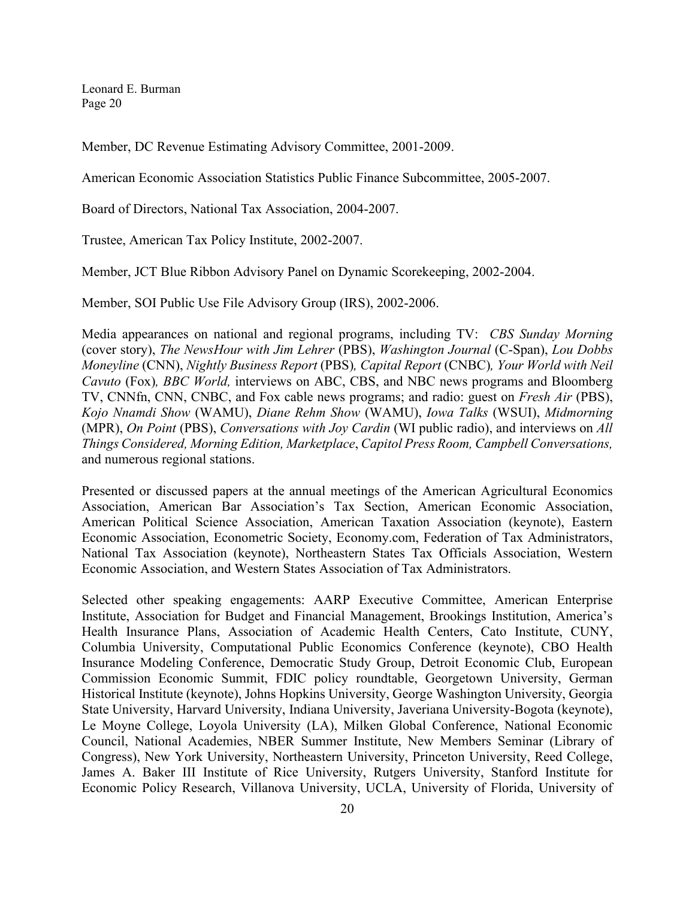Member, DC Revenue Estimating Advisory Committee, 2001-2009.

American Economic Association Statistics Public Finance Subcommittee, 2005-2007.

Board of Directors, National Tax Association, 2004-2007.

Trustee, American Tax Policy Institute, 2002-2007.

Member, JCT Blue Ribbon Advisory Panel on Dynamic Scorekeeping, 2002-2004.

Member, SOI Public Use File Advisory Group (IRS), 2002-2006.

Media appearances on national and regional programs, including TV: *CBS Sunday Morning* (cover story), *The NewsHour with Jim Lehrer* (PBS), *Washington Journal* (C-Span), *Lou Dobbs Moneyline* (CNN), *Nightly Business Report* (PBS)*, Capital Report* (CNBC)*, Your World with Neil Cavuto* (Fox)*, BBC World,* interviews on ABC, CBS, and NBC news programs and Bloomberg TV, CNNfn, CNN, CNBC, and Fox cable news programs; and radio: guest on *Fresh Air* (PBS), *Kojo Nnamdi Show* (WAMU), *Diane Rehm Show* (WAMU), *Iowa Talks* (WSUI), *Midmorning* (MPR), *On Point* (PBS), *Conversations with Joy Cardin* (WI public radio), and interviews on *All Things Considered, Morning Edition, Marketplace*, *Capitol Press Room, Campbell Conversations,* and numerous regional stations.

Presented or discussed papers at the annual meetings of the American Agricultural Economics Association, American Bar Association's Tax Section, American Economic Association, American Political Science Association, American Taxation Association (keynote), Eastern Economic Association, Econometric Society, Economy.com, Federation of Tax Administrators, National Tax Association (keynote), Northeastern States Tax Officials Association, Western Economic Association, and Western States Association of Tax Administrators.

Selected other speaking engagements: AARP Executive Committee, American Enterprise Institute, Association for Budget and Financial Management, Brookings Institution, America's Health Insurance Plans, Association of Academic Health Centers, Cato Institute, CUNY, Columbia University, Computational Public Economics Conference (keynote), CBO Health Insurance Modeling Conference, Democratic Study Group, Detroit Economic Club, European Commission Economic Summit, FDIC policy roundtable, Georgetown University, German Historical Institute (keynote), Johns Hopkins University, George Washington University, Georgia State University, Harvard University, Indiana University, Javeriana University-Bogota (keynote), Le Moyne College, Loyola University (LA), Milken Global Conference, National Economic Council, National Academies, NBER Summer Institute, New Members Seminar (Library of Congress), New York University, Northeastern University, Princeton University, Reed College, James A. Baker III Institute of Rice University, Rutgers University, Stanford Institute for Economic Policy Research, Villanova University, UCLA, University of Florida, University of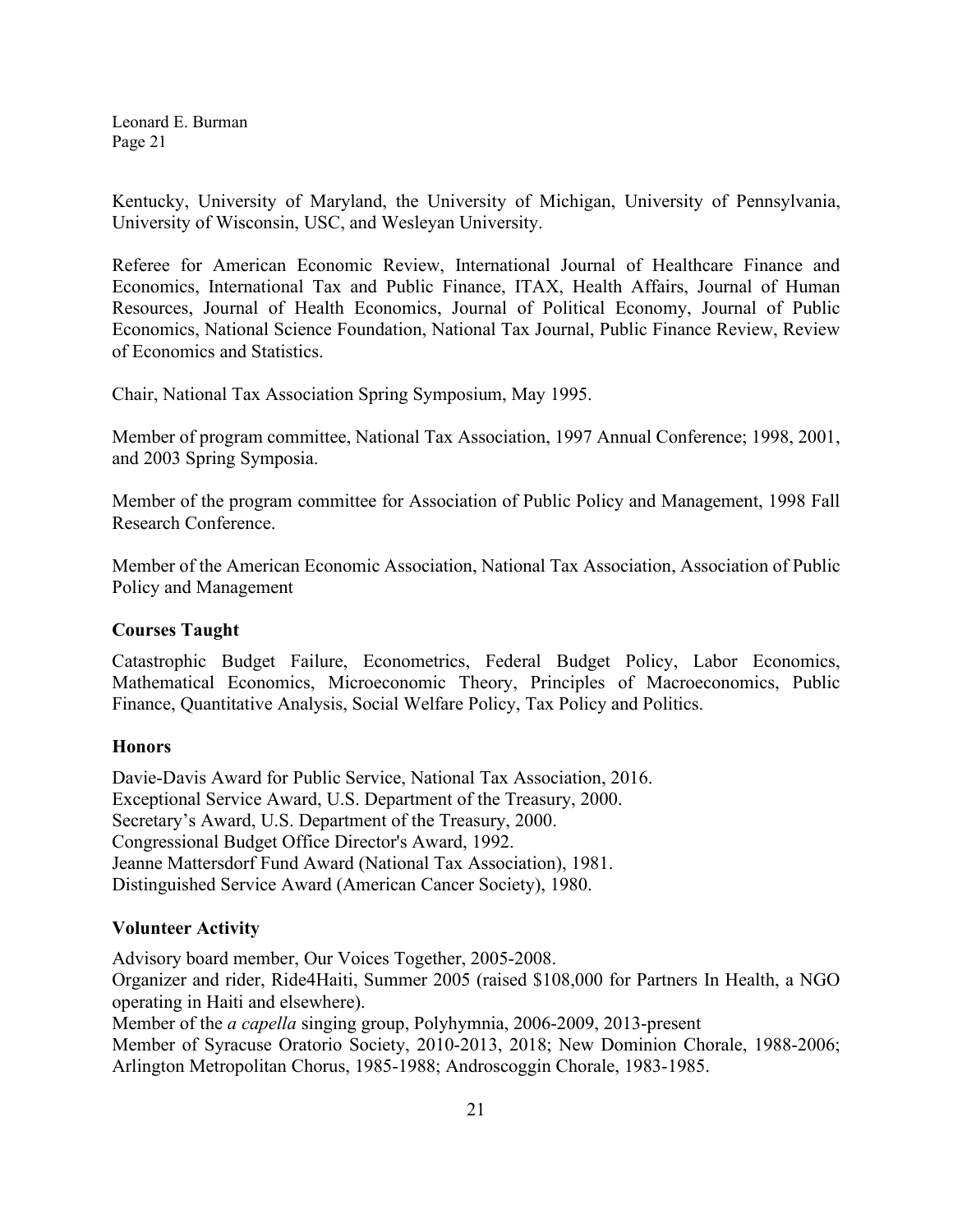Kentucky, University of Maryland, the University of Michigan, University of Pennsylvania, University of Wisconsin, USC, and Wesleyan University.

Referee for American Economic Review, International Journal of Healthcare Finance and Economics, International Tax and Public Finance, ITAX, Health Affairs, Journal of Human Resources, Journal of Health Economics, Journal of Political Economy, Journal of Public Economics, National Science Foundation, National Tax Journal, Public Finance Review, Review of Economics and Statistics.

Chair, National Tax Association Spring Symposium, May 1995.

Member of program committee, National Tax Association, 1997 Annual Conference; 1998, 2001, and 2003 Spring Symposia.

Member of the program committee for Association of Public Policy and Management, 1998 Fall Research Conference.

Member of the American Economic Association, National Tax Association, Association of Public Policy and Management

## Courses Taught

Catastrophic Budget Failure, Econometrics, Federal Budget Policy, Labor Economics, Mathematical Economics, Microeconomic Theory, Principles of Macroeconomics, Public Finance, Quantitative Analysis, Social Welfare Policy, Tax Policy and Politics.

## Honors

Davie-Davis Award for Public Service, National Tax Association, 2016.
Exceptional Service Award, U.S. Department of the Treasury, 2000.
Secretary's Award, U.S. Department of the Treasury, 2000.
Congressional Budget Office Director's Award, 1992.
Jeanne Mattersdorf Fund Award (National Tax Association), 1981.
Distinguished Service Award (American Cancer Society), 1980.

## Volunteer Activity

Advisory board member, Our Voices Together, 2005-2008.
Organizer and rider, Ride4Haiti, Summer 2005 (raised $108,000 for Partners In Health, a NGO operating in Haiti and elsewhere).
Member of the *a capella* singing group, Polyhymnia, 2006-2009, 2013-present
Member of Syracuse Oratorio Society, 2010-2013, 2018; New Dominion Chorale, 1988-2006; Arlington Metropolitan Chorus, 1985-1988; Androscoggin Chorale, 1983-1985.